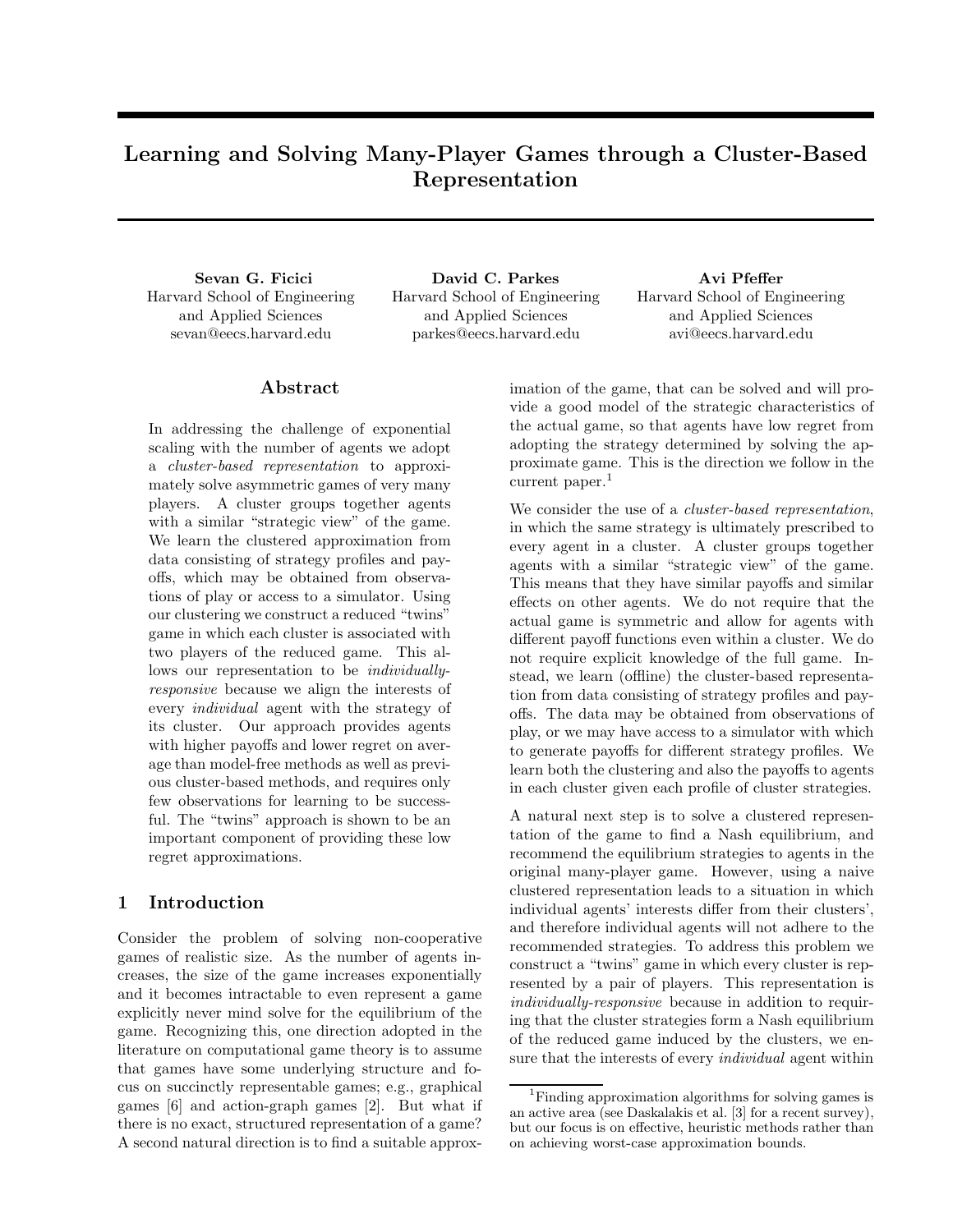# Learning and Solving Many-Player Games through a Cluster-Based Representation

**Sevan G. Ficici**
Harvard School of Engineering and Applied Sciences
sevan@eecs.harvard.edu

**David C. Parkes**
Harvard School of Engineering and Applied Sciences
parkes@eecs.harvard.edu

**Avi Pfeffer**
Harvard School of Engineering and Applied Sciences
avi@eecs.harvard.edu

## Abstract

In addressing the challenge of exponential scaling with the number of agents we adopt a *cluster-based representation* to approximately solve asymmetric games of very many players. A cluster groups together agents with a similar "strategic view" of the game. We learn the clustered approximation from data consisting of strategy profiles and payoffs, which may be obtained from observations of play or access to a simulator. Using our clustering we construct a reduced "twins" game in which each cluster is associated with two players of the reduced game. This allows our representation to be *individually-responsive* because we align the interests of every *individual* agent with the strategy of its cluster. Our approach provides agents with higher payoffs and lower regret on average than model-free methods as well as previous cluster-based methods, and requires only few observations for learning to be successful. The "twins" approach is shown to be an important component of providing these low regret approximations.

## 1 Introduction

Consider the problem of solving non-cooperative games of realistic size. As the number of agents increases, the size of the game increases exponentially and it becomes intractable to even represent a game explicitly never mind solve for the equilibrium of the game. Recognizing this, one direction adopted in the literature on computational game theory is to assume that games have some underlying structure and focus on succinctly representable games; e.g., graphical games [6] and action-graph games [2]. But what if there is no exact, structured representation of a game? A second natural direction is to find a suitable approximation of the game, that can be solved and will provide a good model of the strategic characteristics of the actual game, so that agents have low regret from adopting the strategy determined by solving the approximate game. This is the direction we follow in the current paper.[1]

We consider the use of a *cluster-based representation*, in which the same strategy is ultimately prescribed to every agent in a cluster. A cluster groups together agents with a similar "strategic view" of the game. This means that they have similar payoffs and similar effects on other agents. We do not require that the actual game is symmetric and allow for agents with different payoff functions even within a cluster. We do not require explicit knowledge of the full game. Instead, we learn (offline) the cluster-based representation from data consisting of strategy profiles and payoffs. The data may be obtained from observations of play, or we may have access to a simulator with which to generate payoffs for different strategy profiles. We learn both the clustering and also the payoffs to agents in each cluster given each profile of cluster strategies.

A natural next step is to solve a clustered representation of the game to find a Nash equilibrium, and recommend the equilibrium strategies to agents in the original many-player game. However, using a naive clustered representation leads to a situation in which individual agents' interests differ from their clusters', and therefore individual agents will not adhere to the recommended strategies. To address this problem we construct a "twins" game in which every cluster is represented by a pair of players. This representation is *individually-responsive* because in addition to requiring that the cluster strategies form a Nash equilibrium of the reduced game induced by the clusters, we ensure that the interests of every *individual* agent within

[1] Finding approximation algorithms for solving games is an active area (see Daskalakis et al. [3] for a recent survey), but our focus is on effective, heuristic methods rather than on achieving worst-case approximation bounds.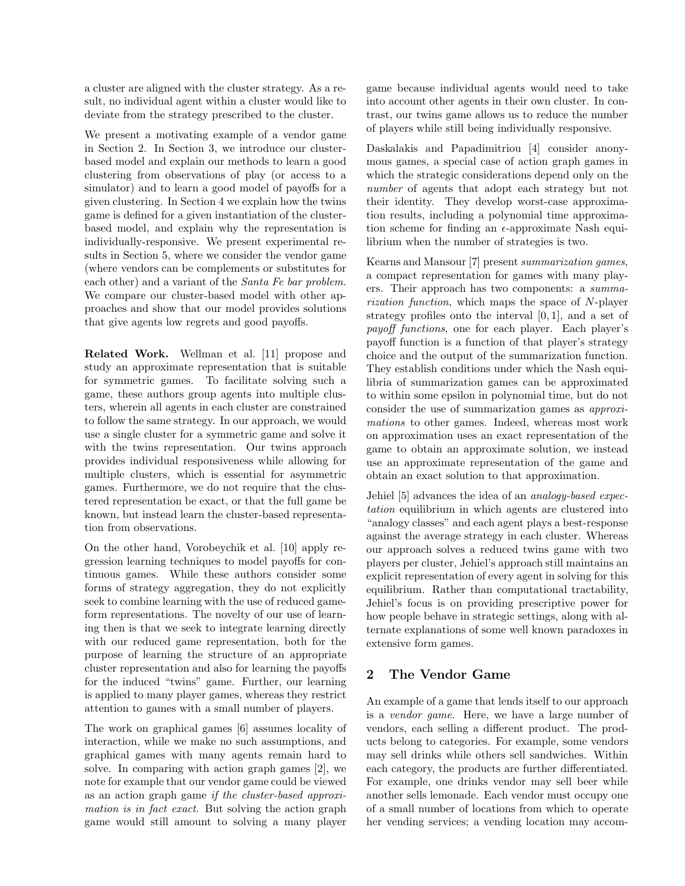a cluster are aligned with the cluster strategy. As a result, no individual agent within a cluster would like to deviate from the strategy prescribed to the cluster.

We present a motivating example of a vendor game in Section 2. In Section 3, we introduce our cluster-based model and explain our methods to learn a good clustering from observations of play (or access to a simulator) and to learn a good model of payoffs for a given clustering. In Section 4 we explain how the twins game is defined for a given instantiation of the cluster-based model, and explain why the representation is individually-responsive. We present experimental results in Section 5, where we consider the vendor game (where vendors can be complements or substitutes for each other) and a variant of the *Santa Fe bar problem*. We compare our cluster-based model with other approaches and show that our model provides solutions that give agents low regrets and good payoffs.

**Related Work.** Wellman et al. [11] propose and study an approximate representation that is suitable for symmetric games. To facilitate solving such a game, these authors group agents into multiple clusters, wherein all agents in each cluster are constrained to follow the same strategy. In our approach, we would use a single cluster for a symmetric game and solve it with the twins representation. Our twins approach provides individual responsiveness while allowing for multiple clusters, which is essential for asymmetric games. Furthermore, we do not require that the clustered representation be exact, or that the full game be known, but instead learn the cluster-based representation from observations.

On the other hand, Vorobeychik et al. [10] apply regression learning techniques to model payoffs for continuous games. While these authors consider some forms of strategy aggregation, they do not explicitly seek to combine learning with the use of reduced game-form representations. The novelty of our use of learning then is that we seek to integrate learning directly with our reduced game representation, both for the purpose of learning the structure of an appropriate cluster representation and also for learning the payoffs for the induced "twins" game. Further, our learning is applied to many player games, whereas they restrict attention to games with a small number of players.

The work on graphical games [6] assumes locality of interaction, while we make no such assumptions, and graphical games with many agents remain hard to solve. In comparing with action graph games [2], we note for example that our vendor game could be viewed as an action graph game *if the cluster-based approximation is in fact exact*. But solving the action graph game would still amount to solving a many player game because individual agents would need to take into account other agents in their own cluster. In contrast, our twins game allows us to reduce the number of players while still being individually responsive.

Daskalakis and Papadimitriou [4] consider anonymous games, a special case of action graph games in which the strategic considerations depend only on the *number* of agents that adopt each strategy but not their identity. They develop worst-case approximation results, including a polynomial time approximation scheme for finding an $\epsilon$-approximate Nash equilibrium when the number of strategies is two.

Kearns and Mansour [7] present *summarization games*, a compact representation for games with many players. Their approach has two components: a *summarization function*, which maps the space of $N$-player strategy profiles onto the interval $[0, 1]$, and a set of *payoff functions*, one for each player. Each player's payoff function is a function of that player's strategy choice and the output of the summarization function. They establish conditions under which the Nash equilibria of summarization games can be approximated to within some epsilon in polynomial time, but do not consider the use of summarization games as *approximations* to other games. Indeed, whereas most work on approximation uses an exact representation of the game to obtain an approximate solution, we instead use an approximate representation of the game and obtain an exact solution to that approximation.

Jehiel [5] advances the idea of an *analogy-based expectation* equilibrium in which agents are clustered into "analogy classes" and each agent plays a best-response against the average strategy in each cluster. Whereas our approach solves a reduced twins game with two players per cluster, Jehiel's approach still maintains an explicit representation of every agent in solving for this equilibrium. Rather than computational tractability, Jehiel's focus is on providing prescriptive power for how people behave in strategic settings, along with alternate explanations of some well known paradoxes in extensive form games.

## 2 The Vendor Game

An example of a game that lends itself to our approach is a *vendor game*. Here, we have a large number of vendors, each selling a different product. The products belong to categories. For example, some vendors may sell drinks while others sell sandwiches. Within each category, the products are further differentiated. For example, one drinks vendor may sell beer while another sells lemonade. Each vendor must occupy one of a small number of locations from which to operate her vending services; a vending location may accom-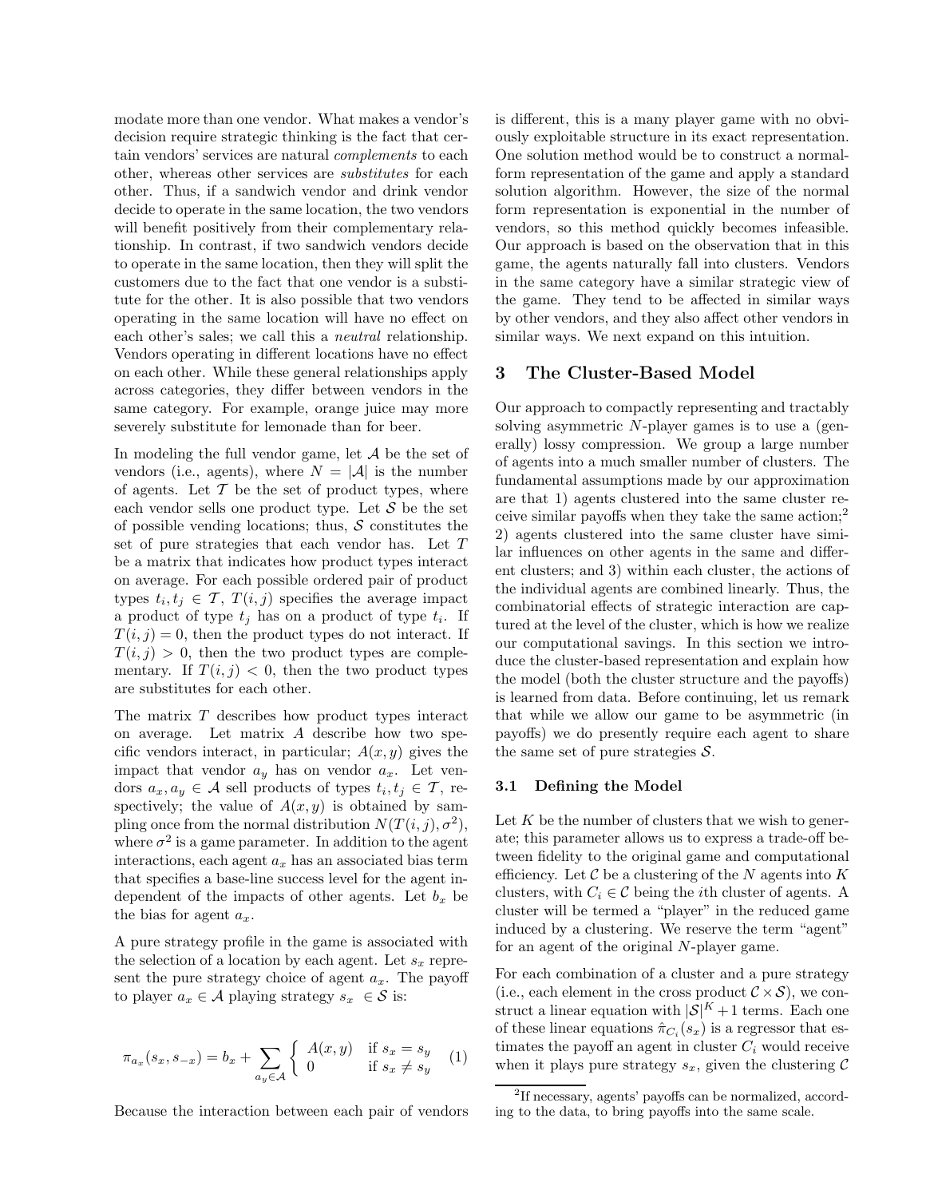modate more than one vendor. What makes a vendor's decision require strategic thinking is the fact that certain vendors' services are natural *complements* to each other, whereas other services are *substitutes* for each other. Thus, if a sandwich vendor and drink vendor decide to operate in the same location, the two vendors will benefit positively from their complementary relationship. In contrast, if two sandwich vendors decide to operate in the same location, then they will split the customers due to the fact that one vendor is a substitute for the other. It is also possible that two vendors operating in the same location will have no effect on each other's sales; we call this a *neutral* relationship. Vendors operating in different locations have no effect on each other. While these general relationships apply across categories, they differ between vendors in the same category. For example, orange juice may more severely substitute for lemonade than for beer.

In modeling the full vendor game, let $\mathcal{A}$ be the set of vendors (i.e., agents), where $N = |\mathcal{A}|$ is the number of agents. Let $\mathcal{T}$ be the set of product types, where each vendor sells one product type. Let $\mathcal{S}$ be the set of possible vending locations; thus, $\mathcal{S}$ constitutes the set of pure strategies that each vendor has. Let $T$ be a matrix that indicates how product types interact on average. For each possible ordered pair of product types $t_i, t_j \in \mathcal{T}$, $T(i,j)$ specifies the average impact a product of type $t_j$ has on a product of type $t_i$. If $T(i,j) = 0$, then the product types do not interact. If $T(i,j) > 0$, then the two product types are complementary. If $T(i,j) < 0$, then the two product types are substitutes for each other.

The matrix $T$ describes how product types interact on average. Let matrix $A$ describe how two specific vendors interact, in particular; $A(x,y)$ gives the impact that vendor $a_y$ has on vendor $a_x$. Let vendors $a_x, a_y \in \mathcal{A}$ sell products of types $t_i, t_j \in \mathcal{T}$, respectively; the value of $A(x,y)$ is obtained by sampling once from the normal distribution $N(T(i,j), \sigma^2)$, where $\sigma^2$ is a game parameter. In addition to the agent interactions, each agent $a_x$ has an associated bias term that specifies a base-line success level for the agent independent of the impacts of other agents. Let $b_x$ be the bias for agent $a_x$.

A pure strategy profile in the game is associated with the selection of a location by each agent. Let $s_x$ represent the pure strategy choice of agent $a_x$. The payoff to player $a_x \in \mathcal{A}$ playing strategy $s_x \in \mathcal{S}$ is:

$$\pi_{a_x}(s_x, s_{-x}) = b_x + \sum_{a_y \in \mathcal{A}} \begin{cases} A(x,y) & \text{if } s_x = s_y \\ 0 & \text{if } s_x \neq s_y \end{cases} \quad (1)$$

Because the interaction between each pair of vendors is different, this is a many player game with no obviously exploitable structure in its exact representation. One solution method would be to construct a normal-form representation of the game and apply a standard solution algorithm. However, the size of the normal form representation is exponential in the number of vendors, so this method quickly becomes infeasible. Our approach is based on the observation that in this game, the agents naturally fall into clusters. Vendors in the same category have a similar strategic view of the game. They tend to be affected in similar ways by other vendors, and they also affect other vendors in similar ways. We next expand on this intuition.

## 3 The Cluster-Based Model

Our approach to compactly representing and tractably solving asymmetric $N$-player games is to use a (generally) lossy compression. We group a large number of agents into a much smaller number of clusters. The fundamental assumptions made by our approximation are that 1) agents clustered into the same cluster receive similar payoffs when they take the same action;[2] 2) agents clustered into the same cluster have similar influences on other agents in the same and different clusters; and 3) within each cluster, the actions of the individual agents are combined linearly. Thus, the combinatorial effects of strategic interaction are captured at the level of the cluster, which is how we realize our computational savings. In this section we introduce the cluster-based representation and explain how the model (both the cluster structure and the payoffs) is learned from data. Before continuing, let us remark that while we allow our game to be asymmetric (in payoffs) we do presently require each agent to share the same set of pure strategies $\mathcal{S}$.

### 3.1 Defining the Model

Let $K$ be the number of clusters that we wish to generate; this parameter allows us to express a trade-off between fidelity to the original game and computational efficiency. Let $\mathcal{C}$ be a clustering of the $N$ agents into $K$ clusters, with $C_i \in \mathcal{C}$ being the $i$th cluster of agents. A cluster will be termed a "player" in the reduced game induced by a clustering. We reserve the term "agent" for an agent of the original $N$-player game.

For each combination of a cluster and a pure strategy (i.e., each element in the cross product $\mathcal{C} \times \mathcal{S}$), we construct a linear equation with $|\mathcal{S}|^K + 1$ terms. Each one of these linear equations $\hat{\pi}_{C_i}(s_x)$ is a regressor that estimates the payoff an agent in cluster $C_i$ would receive when it plays pure strategy $s_x$, given the clustering $\mathcal{C}$

[2] If necessary, agents' payoffs can be normalized, according to the data, to bring payoffs into the same scale.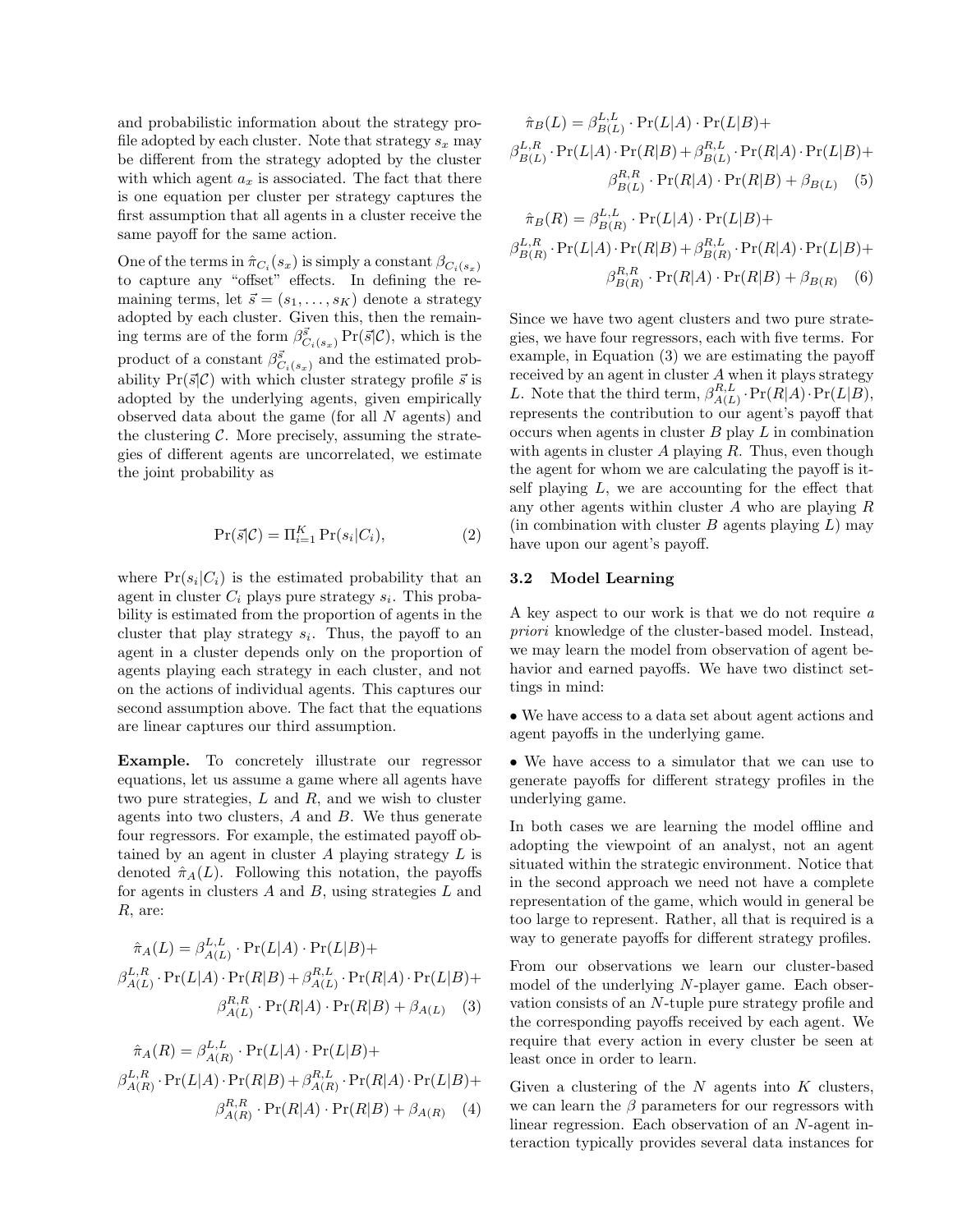and probabilistic information about the strategy profile adopted by each cluster. Note that strategy $s_x$ may be different from the strategy adopted by the cluster with which agent $a_x$ is associated. The fact that there is one equation per cluster per strategy captures the first assumption that all agents in a cluster receive the same payoff for the same action.

One of the terms in $\hat{\pi}_{C_i}(s_x)$ is simply a constant $\beta_{C_i(s_x)}$ to capture any "offset" effects. In defining the remaining terms, let $\vec{s} = (s_1, \ldots, s_K)$ denote a strategy adopted by each cluster. Given this, then the remaining terms are of the form $\beta^{\vec{s}}_{C_i(s_x)} \Pr(\vec{s}|\mathcal{C})$, which is the product of a constant $\beta^{\vec{s}}_{C_i(s_x)}$ and the estimated probability $\Pr(\vec{s}|\mathcal{C})$ with which cluster strategy profile $\vec{s}$ is adopted by the underlying agents, given empirically observed data about the game (for all $N$ agents) and the clustering $\mathcal{C}$. More precisely, assuming the strategies of different agents are uncorrelated, we estimate the joint probability as

$$\Pr(\vec{s}|\mathcal{C}) = \Pi_{i=1}^{K} \Pr(s_i|C_i), \tag{2}$$

where $\Pr(s_i|C_i)$ is the estimated probability that an agent in cluster $C_i$ plays pure strategy $s_i$. This probability is estimated from the proportion of agents in the cluster that play strategy $s_i$. Thus, the payoff to an agent in a cluster depends only on the proportion of agents playing each strategy in each cluster, and not on the actions of individual agents. This captures our second assumption above. The fact that the equations are linear captures our third assumption.

**Example.** To concretely illustrate our regressor equations, let us assume a game where all agents have two pure strategies, $L$ and $R$, and we wish to cluster agents into two clusters, $A$ and $B$. We thus generate four regressors. For example, the estimated payoff obtained by an agent in cluster $A$ playing strategy $L$ is denoted $\hat{\pi}_A(L)$. Following this notation, the payoffs for agents in clusters $A$ and $B$, using strategies $L$ and $R$, are:

$$\begin{aligned}\hat{\pi}_A(L) = {} & \beta^{L,L}_{A(L)} \cdot \Pr(L|A) \cdot \Pr(L|B) + \\ & \beta^{L,R}_{A(L)} \cdot \Pr(L|A) \cdot \Pr(R|B) + \beta^{R,L}_{A(L)} \cdot \Pr(R|A) \cdot \Pr(L|B) + \\ & \beta^{R,R}_{A(L)} \cdot \Pr(R|A) \cdot \Pr(R|B) + \beta_{A(L)}\end{aligned} \tag{3}$$

$$\begin{aligned}\hat{\pi}_A(R) = {} & \beta^{L,L}_{A(R)} \cdot \Pr(L|A) \cdot \Pr(L|B) + \\ & \beta^{L,R}_{A(R)} \cdot \Pr(L|A) \cdot \Pr(R|B) + \beta^{R,L}_{A(R)} \cdot \Pr(R|A) \cdot \Pr(L|B) + \\ & \beta^{R,R}_{A(R)} \cdot \Pr(R|A) \cdot \Pr(R|B) + \beta_{A(R)}\end{aligned} \tag{4}$$

$$\begin{aligned}\hat{\pi}_B(L) = {} & \beta^{L,L}_{B(L)} \cdot \Pr(L|A) \cdot \Pr(L|B) + \\ & \beta^{L,R}_{B(L)} \cdot \Pr(L|A) \cdot \Pr(R|B) + \beta^{R,L}_{B(L)} \cdot \Pr(R|A) \cdot \Pr(L|B) + \\ & \beta^{R,R}_{B(L)} \cdot \Pr(R|A) \cdot \Pr(R|B) + \beta_{B(L)}\end{aligned} \tag{5}$$

$$\begin{aligned}\hat{\pi}_B(R) = {} & \beta^{L,L}_{B(R)} \cdot \Pr(L|A) \cdot \Pr(L|B) + \\ & \beta^{L,R}_{B(R)} \cdot \Pr(L|A) \cdot \Pr(R|B) + \beta^{R,L}_{B(R)} \cdot \Pr(R|A) \cdot \Pr(L|B) + \\ & \beta^{R,R}_{B(R)} \cdot \Pr(R|A) \cdot \Pr(R|B) + \beta_{B(R)}\end{aligned} \tag{6}$$

Since we have two agent clusters and two pure strategies, we have four regressors, each with five terms. For example, in Equation (3) we are estimating the payoff received by an agent in cluster $A$ when it plays strategy $L$. Note that the third term, $\beta^{R,L}_{A(L)} \cdot \Pr(R|A) \cdot \Pr(L|B)$, represents the contribution to our agent's payoff that occurs when agents in cluster $B$ play $L$ in combination with agents in cluster $A$ playing $R$. Thus, even though the agent for whom we are calculating the payoff is itself playing $L$, we are accounting for the effect that any other agents within cluster $A$ who are playing $R$ (in combination with cluster $B$ agents playing $L$) may have upon our agent's payoff.

### 3.2 Model Learning

A key aspect to our work is that we do not require *a priori* knowledge of the cluster-based model. Instead, we may learn the model from observation of agent behavior and earned payoffs. We have two distinct settings in mind:

- We have access to a data set about agent actions and agent payoffs in the underlying game.
- We have access to a simulator that we can use to generate payoffs for different strategy profiles in the underlying game.

In both cases we are learning the model offline and adopting the viewpoint of an analyst, not an agent situated within the strategic environment. Notice that in the second approach we need not have a complete representation of the game, which would in general be too large to represent. Rather, all that is required is a way to generate payoffs for different strategy profiles.

From our observations we learn our cluster-based model of the underlying $N$-player game. Each observation consists of an $N$-tuple pure strategy profile and the corresponding payoffs received by each agent. We require that every action in every cluster be seen at least once in order to learn.

Given a clustering of the $N$ agents into $K$ clusters, we can learn the $\beta$ parameters for our regressors with linear regression. Each observation of an $N$-agent interaction typically provides several data instances for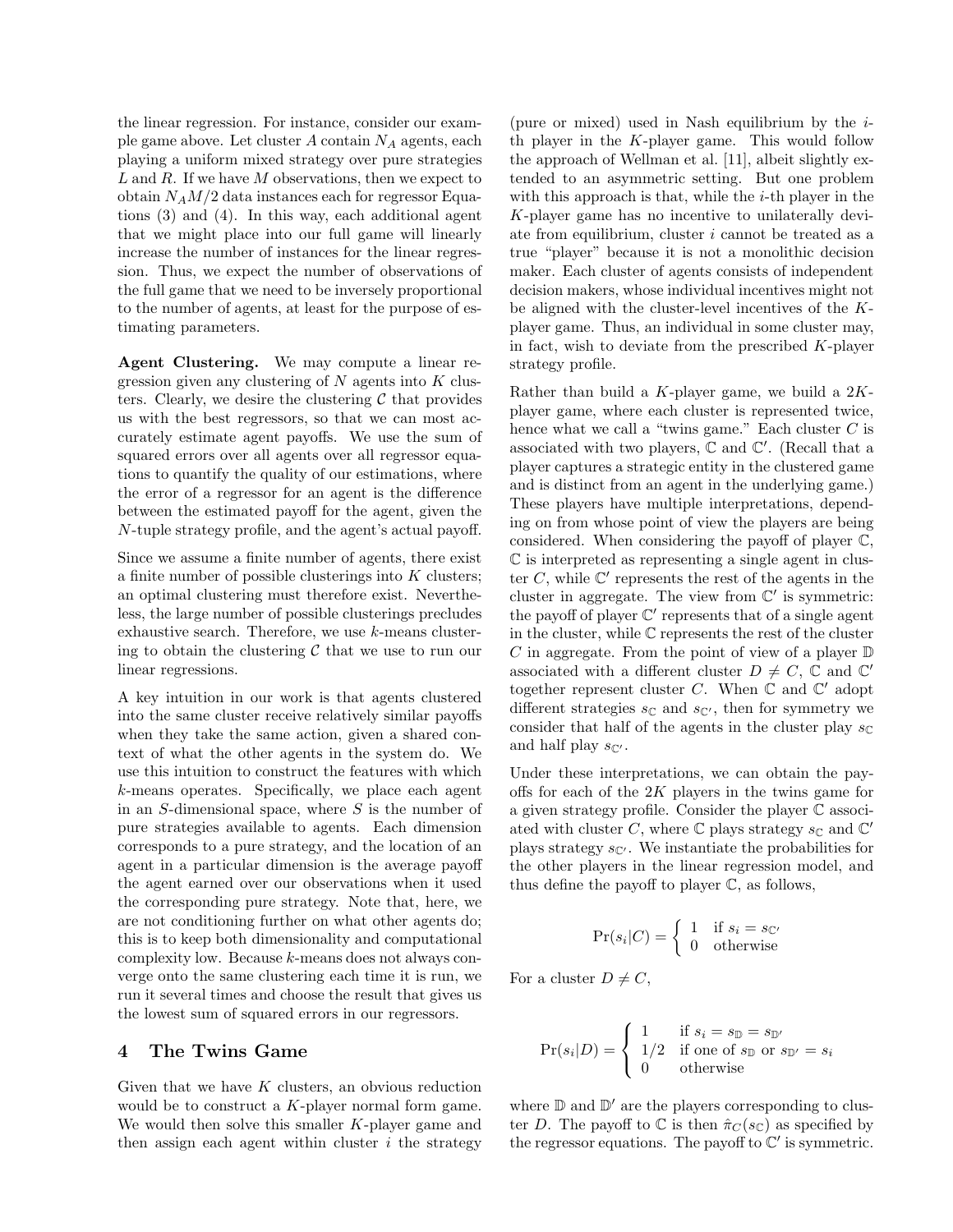the linear regression. For instance, consider our example game above. Let cluster $A$ contain $N_A$ agents, each playing a uniform mixed strategy over pure strategies $L$ and $R$. If we have $M$ observations, then we expect to obtain $N_A M/2$ data instances each for regressor Equations (3) and (4). In this way, each additional agent that we might place into our full game will linearly increase the number of instances for the linear regression. Thus, we expect the number of observations of the full game that we need to be inversely proportional to the number of agents, at least for the purpose of estimating parameters.

**Agent Clustering.** We may compute a linear regression given any clustering of $N$ agents into $K$ clusters. Clearly, we desire the clustering $\mathcal{C}$ that provides us with the best regressors, so that we can most accurately estimate agent payoffs. We use the sum of squared errors over all agents over all regressor equations to quantify the quality of our estimations, where the error of a regressor for an agent is the difference between the estimated payoff for the agent, given the $N$-tuple strategy profile, and the agent's actual payoff.

Since we assume a finite number of agents, there exist a finite number of possible clusterings into $K$ clusters; an optimal clustering must therefore exist. Nevertheless, the large number of possible clusterings precludes exhaustive search. Therefore, we use $k$-means clustering to obtain the clustering $\mathcal{C}$ that we use to run our linear regressions.

A key intuition in our work is that agents clustered into the same cluster receive relatively similar payoffs when they take the same action, given a shared context of what the other agents in the system do. We use this intuition to construct the features with which $k$-means operates. Specifically, we place each agent in an $S$-dimensional space, where $S$ is the number of pure strategies available to agents. Each dimension corresponds to a pure strategy, and the location of an agent in a particular dimension is the average payoff the agent earned over our observations when it used the corresponding pure strategy. Note that, here, we are not conditioning further on what other agents do; this is to keep both dimensionality and computational complexity low. Because $k$-means does not always converge onto the same clustering each time it is run, we run it several times and choose the result that gives us the lowest sum of squared errors in our regressors.

## 4 The Twins Game

Given that we have $K$ clusters, an obvious reduction would be to construct a $K$-player normal form game. We would then solve this smaller $K$-player game and then assign each agent within cluster $i$ the strategy (pure or mixed) used in Nash equilibrium by the $i$-th player in the $K$-player game. This would follow the approach of Wellman et al. [11], albeit slightly extended to an asymmetric setting. But one problem with this approach is that, while the $i$-th player in the $K$-player game has no incentive to unilaterally deviate from equilibrium, cluster $i$ cannot be treated as a true "player" because it is not a monolithic decision maker. Each cluster of agents consists of independent decision makers, whose individual incentives might not be aligned with the cluster-level incentives of the $K$-player game. Thus, an individual in some cluster may, in fact, wish to deviate from the prescribed $K$-player strategy profile.

Rather than build a $K$-player game, we build a $2K$-player game, where each cluster is represented twice, hence what we call a "twins game." Each cluster $C$ is associated with two players, $\mathbb{C}$ and $\mathbb{C}'$. (Recall that a player captures a strategic entity in the clustered game and is distinct from an agent in the underlying game.) These players have multiple interpretations, depending on from whose point of view the players are being considered. When considering the payoff of player $\mathbb{C}$, $\mathbb{C}$ is interpreted as representing a single agent in cluster $C$, while $\mathbb{C}'$ represents the rest of the agents in the cluster in aggregate. The view from $\mathbb{C}'$ is symmetric: the payoff of player $\mathbb{C}'$ represents that of a single agent in the cluster, while $\mathbb{C}$ represents the rest of the cluster $C$ in aggregate. From the point of view of a player $\mathbb{D}$ associated with a different cluster $D \neq C$, $\mathbb{C}$ and $\mathbb{C}'$ together represent cluster $C$. When $\mathbb{C}$ and $\mathbb{C}'$ adopt different strategies $s_{\mathbb{C}}$ and $s_{\mathbb{C}'}$, then for symmetry we consider that half of the agents in the cluster play $s_{\mathbb{C}}$ and half play $s_{\mathbb{C}'}$.

Under these interpretations, we can obtain the payoffs for each of the $2K$ players in the twins game for a given strategy profile. Consider the player $\mathbb{C}$ associated with cluster $C$, where $\mathbb{C}$ plays strategy $s_{\mathbb{C}}$ and $\mathbb{C}'$ plays strategy $s_{\mathbb{C}'}$. We instantiate the probabilities for the other players in the linear regression model, and thus define the payoff to player $\mathbb{C}$, as follows,

$$\Pr(s_i|C) = \begin{cases} 1 & \text{if } s_i = s_{\mathbb{C}'} \\ 0 & \text{otherwise} \end{cases}$$

For a cluster $D \neq C$,

$$\Pr(s_i|D) = \begin{cases} 1 & \text{if } s_i = s_{\mathbb{D}} = s_{\mathbb{D}'} \\ 1/2 & \text{if one of } s_{\mathbb{D}} \text{ or } s_{\mathbb{D}'} = s_i \\ 0 & \text{otherwise} \end{cases}$$

where $\mathbb{D}$ and $\mathbb{D}'$ are the players corresponding to cluster $D$. The payoff to $\mathbb{C}$ is then $\hat{\pi}_C(s_{\mathbb{C}})$ as specified by the regressor equations. The payoff to $\mathbb{C}'$ is symmetric.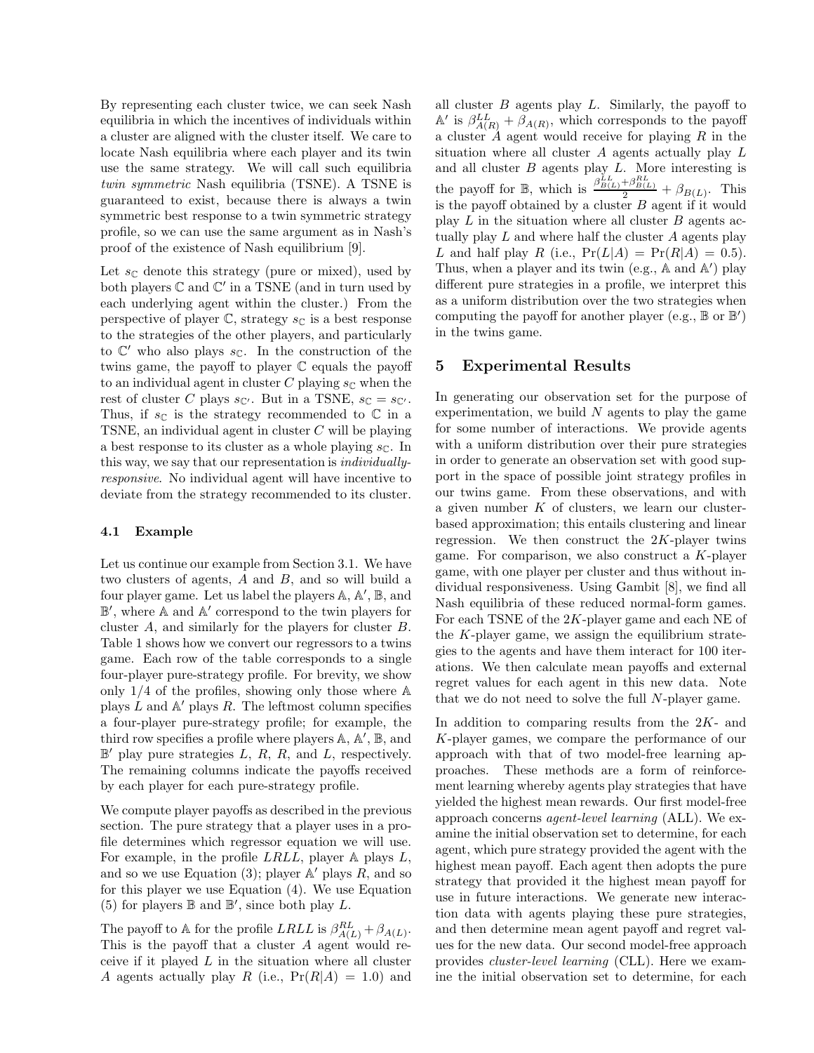By representing each cluster twice, we can seek Nash equilibria in which the incentives of individuals within a cluster are aligned with the cluster itself. We care to locate Nash equilibria where each player and its twin use the same strategy. We will call such equilibria *twin symmetric* Nash equilibria (TSNE). A TSNE is guaranteed to exist, because there is always a twin symmetric best response to a twin symmetric strategy profile, so we can use the same argument as in Nash's proof of the existence of Nash equilibrium [9].

Let $s_{\mathbb{C}}$ denote this strategy (pure or mixed), used by both players $\mathbb{C}$ and $\mathbb{C}'$ in a TSNE (and in turn used by each underlying agent within the cluster.) From the perspective of player $\mathbb{C}$, strategy $s_{\mathbb{C}}$ is a best response to the strategies of the other players, and particularly to $\mathbb{C}'$ who also plays $s_{\mathbb{C}}$. In the construction of the twins game, the payoff to player $\mathbb{C}$ equals the payoff to an individual agent in cluster $C$ playing $s_{\mathbb{C}}$ when the rest of cluster $C$ plays $s_{\mathbb{C}'}$. But in a TSNE, $s_{\mathbb{C}} = s_{\mathbb{C}'}$. Thus, if $s_{\mathbb{C}}$ is the strategy recommended to $\mathbb{C}$ in a TSNE, an individual agent in cluster $C$ will be playing a best response to its cluster as a whole playing $s_{\mathbb{C}}$. In this way, we say that our representation is *individually-responsive*. No individual agent will have incentive to deviate from the strategy recommended to its cluster.

### 4.1 Example

Let us continue our example from Section 3.1. We have two clusters of agents, $A$ and $B$, and so will build a four player game. Let us label the players $\mathbb{A}$, $\mathbb{A}'$, $\mathbb{B}$, and $\mathbb{B}'$, where $\mathbb{A}$ and $\mathbb{A}'$ correspond to the twin players for cluster $A$, and similarly for the players for cluster $B$. Table 1 shows how we convert our regressors to a twins game. Each row of the table corresponds to a single four-player pure-strategy profile. For brevity, we show only 1/4 of the profiles, showing only those where $\mathbb{A}$ plays $L$ and $\mathbb{A}'$ plays $R$. The leftmost column specifies a four-player pure-strategy profile; for example, the third row specifies a profile where players $\mathbb{A}$, $\mathbb{A}'$, $\mathbb{B}$, and $\mathbb{B}'$ play pure strategies $L$, $R$, $R$, and $L$, respectively. The remaining columns indicate the payoffs received by each player for each pure-strategy profile.

We compute player payoffs as described in the previous section. The pure strategy that a player uses in a profile determines which regressor equation we will use. For example, in the profile $LRLL$, player $\mathbb{A}$ plays $L$, and so we use Equation (3); player $\mathbb{A}'$ plays $R$, and so for this player we use Equation (4). We use Equation (5) for players $\mathbb{B}$ and $\mathbb{B}'$, since both play $L$.

The payoff to $\mathbb{A}$ for the profile $LRLL$ is $\beta^{RL}_{A(L)} + \beta_{A(L)}$. This is the payoff that a cluster $A$ agent would receive if it played $L$ in the situation where all cluster $A$ agents actually play $R$ (i.e., $\Pr(R|A) = 1.0$) and all cluster $B$ agents play $L$. Similarly, the payoff to $\mathbb{A}'$ is $\beta^{LL}_{A(R)} + \beta_{A(R)}$, which corresponds to the payoff a cluster $A$ agent would receive for playing $R$ in the situation where all cluster $A$ agents actually play $L$ and all cluster $B$ agents play $L$. More interesting is the payoff for $\mathbb{B}$, which is $\frac{\beta^{LL}_{B(L)} + \beta^{RL}_{B(L)}}{2} + \beta_{B(L)}$. This is the payoff obtained by a cluster $B$ agent if it would play $L$ in the situation where all cluster $B$ agents actually play $L$ and where half the cluster $A$ agents play $L$ and half play $R$ (i.e., $\Pr(L|A) = \Pr(R|A) = 0.5$). Thus, when a player and its twin (e.g., $\mathbb{A}$ and $\mathbb{A}'$) play different pure strategies in a profile, we interpret this as a uniform distribution over the two strategies when computing the payoff for another player (e.g., $\mathbb{B}$ or $\mathbb{B}'$) in the twins game.

## 5 Experimental Results

In generating our observation set for the purpose of experimentation, we build $N$ agents to play the game for some number of interactions. We provide agents with a uniform distribution over their pure strategies in order to generate an observation set with good support in the space of possible joint strategy profiles in our twins game. From these observations, and with a given number $K$ of clusters, we learn our cluster-based approximation; this entails clustering and linear regression. We then construct the $2K$-player twins game. For comparison, we also construct a $K$-player game, with one player per cluster and thus without individual responsiveness. Using Gambit [8], we find all Nash equilibria of these reduced normal-form games. For each TSNE of the $2K$-player game and each NE of the $K$-player game, we assign the equilibrium strategies to the agents and have them interact for 100 iterations. We then calculate mean payoffs and external regret values for each agent in this new data. Note that we do not need to solve the full $N$-player game.

In addition to comparing results from the $2K$- and $K$-player games, we compare the performance of our approach with that of two model-free learning approaches. These methods are a form of reinforcement learning whereby agents play strategies that have yielded the highest mean rewards. Our first model-free approach concerns *agent-level learning* (ALL). We examine the initial observation set to determine, for each agent, which pure strategy provided the agent with the highest mean payoff. Each agent then adopts the pure strategy that provided it the highest mean payoff for use in future interactions. We generate new interaction data with agents playing these pure strategies, and then determine mean agent payoff and regret values for the new data. Our second model-free approach provides *cluster-level learning* (CLL). Here we examine the initial observation set to determine, for each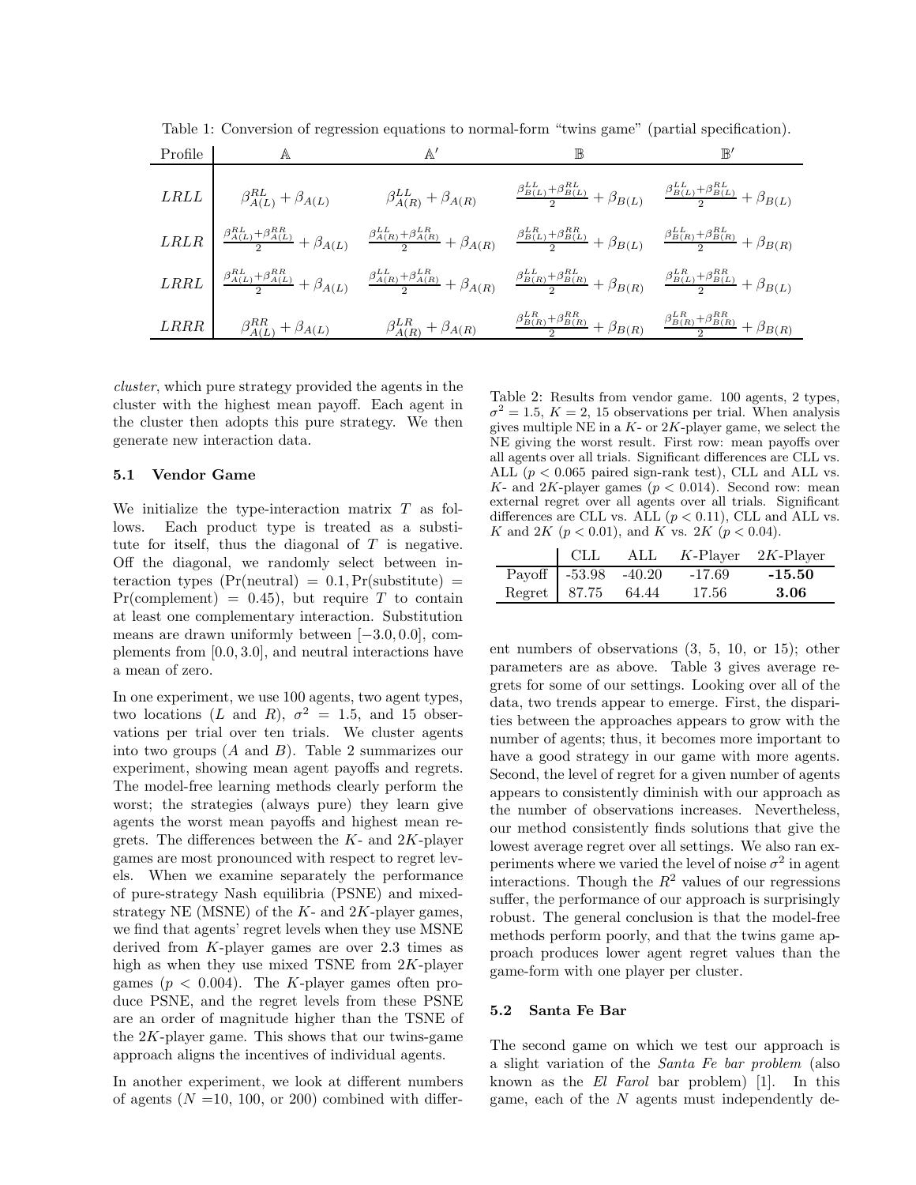Table 1: Conversion of regression equations to normal-form "twins game" (partial specification).

| Profile | $\mathbb{A}$ | $\mathbb{A}'$ | $\mathbb{B}$ | $\mathbb{B}'$ |
|---|---|---|---|---|
| $LRLL$ | $\beta^{RL}_{A(L)} + \beta_{A(L)}$ | $\beta^{LL}_{A(R)} + \beta_{A(R)}$ | $\frac{\beta^{LL}_{B(L)}+\beta^{RL}_{B(L)}}{2} + \beta_{B(L)}$ | $\frac{\beta^{LL}_{B(L)}+\beta^{RL}_{B(L)}}{2} + \beta_{B(L)}$ |
| $LRLR$ | $\frac{\beta^{RL}_{A(L)}+\beta^{RR}_{A(L)}}{2} + \beta_{A(L)}$ | $\frac{\beta^{LL}_{A(R)}+\beta^{LR}_{A(R)}}{2} + \beta_{A(R)}$ | $\frac{\beta^{LR}_{B(L)}+\beta^{RR}_{B(L)}}{2} + \beta_{B(L)}$ | $\frac{\beta^{LL}_{B(R)}+\beta^{RL}_{B(R)}}{2} + \beta_{B(R)}$ |
| $LRRL$ | $\frac{\beta^{RL}_{A(L)}+\beta^{RR}_{A(L)}}{2} + \beta_{A(L)}$ | $\frac{\beta^{LL}_{A(R)}+\beta^{LR}_{A(R)}}{2} + \beta_{A(R)}$ | $\frac{\beta^{LL}_{B(R)}+\beta^{RL}_{B(R)}}{2} + \beta_{B(R)}$ | $\frac{\beta^{LR}_{B(L)}+\beta^{RR}_{B(L)}}{2} + \beta_{B(L)}$ |
| $LRRR$ | $\beta^{RR}_{A(L)} + \beta_{A(L)}$ | $\beta^{LR}_{A(R)} + \beta_{A(R)}$ | $\frac{\beta^{LR}_{B(R)}+\beta^{RR}_{B(R)}}{2} + \beta_{B(R)}$ | $\frac{\beta^{LR}_{B(R)}+\beta^{RR}_{B(R)}}{2} + \beta_{B(R)}$ |

*cluster*, which pure strategy provided the agents in the cluster with the highest mean payoff. Each agent in the cluster then adopts this pure strategy. We then generate new interaction data.

### 5.1 Vendor Game

We initialize the type-interaction matrix $T$ as follows. Each product type is treated as a substitute for itself, thus the diagonal of $T$ is negative. Off the diagonal, we randomly select between interaction types ($\Pr(\text{neutral}) = 0.1, \Pr(\text{substitute}) = \Pr(\text{complement}) = 0.45$), but require $T$ to contain at least one complementary interaction. Substitution means are drawn uniformly between $[-3.0, 0.0]$, complements from $[0.0, 3.0]$, and neutral interactions have a mean of zero.

In one experiment, we use 100 agents, two agent types, two locations ($L$ and $R$), $\sigma^2 = 1.5$, and 15 observations per trial over ten trials. We cluster agents into two groups ($A$ and $B$). Table 2 summarizes our experiment, showing mean agent payoffs and regrets. The model-free learning methods clearly perform the worst; the strategies (always pure) they learn give agents the worst mean payoffs and highest mean regrets. The differences between the $K$- and $2K$-player games are most pronounced with respect to regret levels. When we examine separately the performance of pure-strategy Nash equilibria (PSNE) and mixed-strategy NE (MSNE) of the $K$- and $2K$-player games, we find that agents' regret levels when they use MSNE derived from $K$-player games are over 2.3 times as high as when they use mixed TSNE from $2K$-player games ($p < 0.004$). The $K$-player games often produce PSNE, and the regret levels from these PSNE are an order of magnitude higher than the TSNE of the $2K$-player game. This shows that our twins-game approach aligns the incentives of individual agents.

In another experiment, we look at different numbers of agents ($N$ =10, 100, or 200) combined with different numbers of observations (3, 5, 10, or 15); other parameters are as above. Table 3 gives average regrets for some of our settings. Looking over all of the data, two trends appear to emerge. First, the disparities between the approaches appears to grow with the number of agents; thus, it becomes more important to have a good strategy in our game with more agents. Second, the level of regret for a given number of agents appears to consistently diminish with our approach as the number of observations increases. Nevertheless, our method consistently finds solutions that give the lowest average regret over all settings. We also ran experiments where we varied the level of noise $\sigma^2$ in agent interactions. Though the $R^2$ values of our regressions suffer, the performance of our approach is surprisingly robust. The general conclusion is that the model-free methods perform poorly, and that the twins game approach produces lower agent regret values than the game-form with one player per cluster.

Table 2: Results from vendor game. 100 agents, 2 types, $\sigma^2 = 1.5$, $K = 2$, 15 observations per trial. When analysis gives multiple NE in a $K$- or $2K$-player game, we select the NE giving the worst result. First row: mean payoffs over all agents over all trials. Significant differences are CLL vs. ALL ($p < 0.065$ paired sign-rank test), CLL and ALL vs. $K$- and $2K$-player games ($p < 0.014$). Second row: mean external regret over all agents over all trials. Significant differences are CLL vs. ALL ($p < 0.11$), CLL and ALL vs. $K$ and $2K$ ($p < 0.01$), and $K$ vs. $2K$ ($p < 0.04$).

| | CLL | ALL | $K$-Player | $2K$-Player |
|---|---|---|---|---|
| Payoff | -53.98 | -40.20 | -17.69 | **-15.50** |
| Regret | 87.75 | 64.44 | 17.56 | **3.06** |

### 5.2 Santa Fe Bar

The second game on which we test our approach is a slight variation of the *Santa Fe bar problem* (also known as the *El Farol* bar problem) [1]. In this game, each of the $N$ agents must independently de-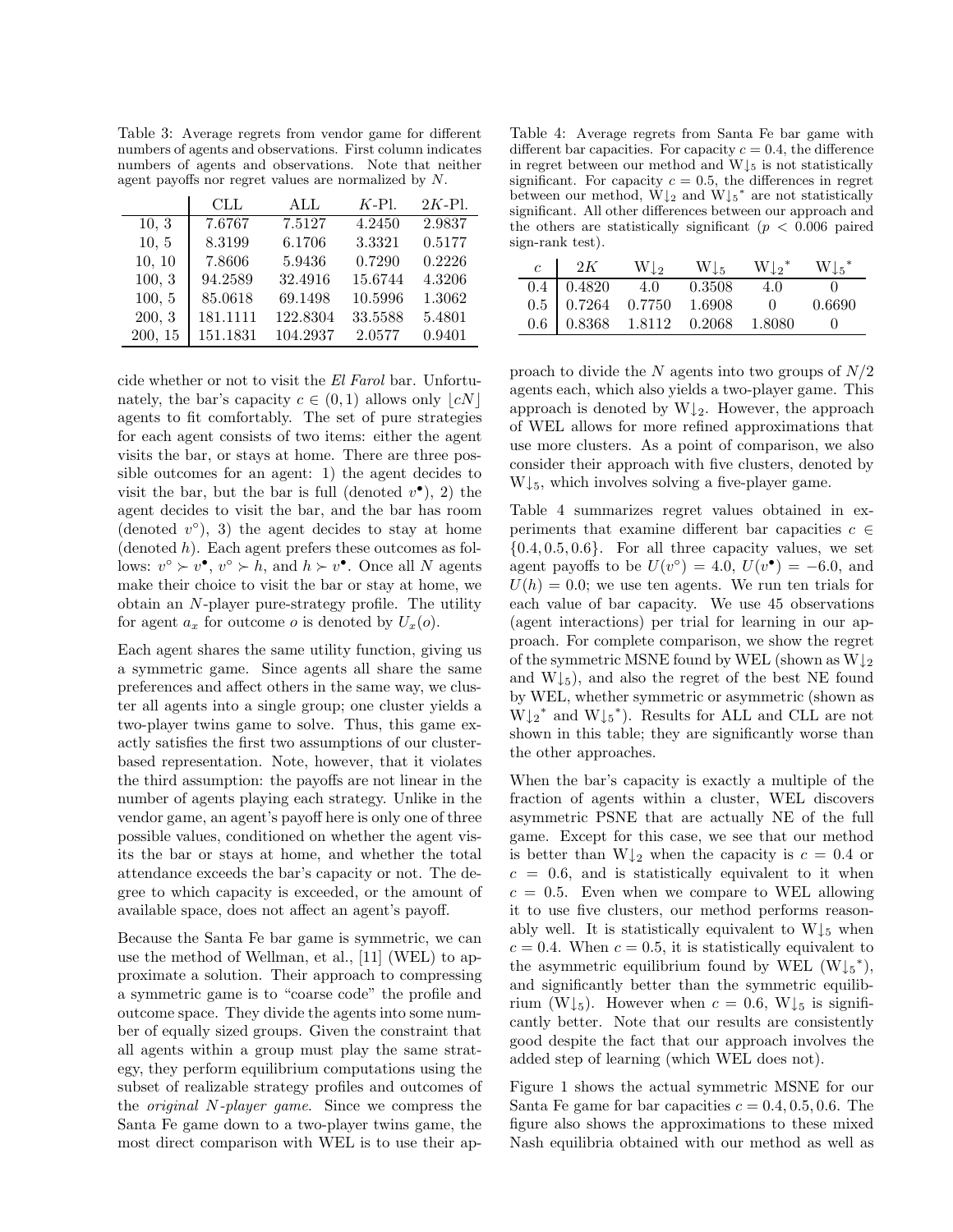Table 3: Average regrets from vendor game for different numbers of agents and observations. First column indicates numbers of agents and observations. Note that neither agent payoffs nor regret values are normalized by $N$.

| | CLL | ALL | $K$-Pl. | $2K$-Pl. |
|---|---|---|---|---|
| 10, 3 | 7.6767 | 7.5127 | 4.2450 | 2.9837 |
| 10, 5 | 8.3199 | 6.1706 | 3.3321 | 0.5177 |
| 10, 10 | 7.8606 | 5.9436 | 0.7290 | 0.2226 |
| 100, 3 | 94.2589 | 32.4916 | 15.6744 | 4.3206 |
| 100, 5 | 85.0618 | 69.1498 | 10.5996 | 1.3062 |
| 200, 3 | 181.1111 | 122.8304 | 33.5588 | 5.4801 |
| 200, 15 | 151.1831 | 104.2937 | 2.0577 | 0.9401 |

cide whether or not to visit the *El Farol* bar. Unfortunately, the bar's capacity $c \in (0, 1)$ allows only $\lfloor cN \rfloor$ agents to fit comfortably. The set of pure strategies for each agent consists of two items: either the agent visits the bar, or stays at home. There are three possible outcomes for an agent: 1) the agent decides to visit the bar, but the bar is full (denoted $v^\bullet$), 2) the agent decides to visit the bar, and the bar has room (denoted $v^\circ$), 3) the agent decides to stay at home (denoted $h$). Each agent prefers these outcomes as follows: $v^\circ \succ v^\bullet$, $v^\circ \succ h$, and $h \succ v^\bullet$. Once all $N$ agents make their choice to visit the bar or stay at home, we obtain an $N$-player pure-strategy profile. The utility for agent $a_x$ for outcome $o$ is denoted by $U_x(o)$.

Each agent shares the same utility function, giving us a symmetric game. Since agents all share the same preferences and affect others in the same way, we cluster all agents into a single group; one cluster yields a two-player twins game to solve. Thus, this game exactly satisfies the first two assumptions of our cluster-based representation. Note, however, that it violates the third assumption: the payoffs are not linear in the number of agents playing each strategy. Unlike in the vendor game, an agent's payoff here is only one of three possible values, conditioned on whether the agent visits the bar or stays at home, and whether the total attendance exceeds the bar's capacity or not. The degree to which capacity is exceeded, or the amount of available space, does not affect an agent's payoff.

Because the Santa Fe bar game is symmetric, we can use the method of Wellman, et al., [11] (WEL) to approximate a solution. Their approach to compressing a symmetric game is to "coarse code" the profile and outcome space. They divide the agents into some number of equally sized groups. Given the constraint that all agents within a group must play the same strategy, they perform equilibrium computations using the subset of realizable strategy profiles and outcomes of the *original N-player game*. Since we compress the Santa Fe game down to a two-player twins game, the most direct comparison with WEL is to use their approach to divide the $N$ agents into two groups of $N/2$ agents each, which also yields a two-player game. This approach is denoted by $\mathrm{W}{\downarrow_2}$. However, the approach of WEL allows for more refined approximations that use more clusters. As a point of comparison, we also consider their approach with five clusters, denoted by $\mathrm{W}{\downarrow_5}$, which involves solving a five-player game.

Table 4: Average regrets from Santa Fe bar game with different bar capacities. For capacity $c = 0.4$, the difference in regret between our method and $\mathrm{W}{\downarrow_5}$ is not statistically significant. For capacity $c = 0.5$, the differences in regret between our method, $\mathrm{W}{\downarrow_2}$ and $\mathrm{W}{\downarrow_5}^*$ are not statistically significant. All other differences between our approach and the others are statistically significant ($p < 0.006$ paired sign-rank test).

| $c$ | $2K$ | $\mathrm{W}{\downarrow_2}$ | $\mathrm{W}{\downarrow_5}$ | $\mathrm{W}{\downarrow_2}^*$ | $\mathrm{W}{\downarrow_5}^*$ |
|---|---|---|---|---|---|
| 0.4 | 0.4820 | 4.0 | 0.3508 | 4.0 | 0 |
| 0.5 | 0.7264 | 0.7750 | 1.6908 | 0 | 0.6690 |
| 0.6 | 0.8368 | 1.8112 | 0.2068 | 1.8080 | 0 |

Table 4 summarizes regret values obtained in experiments that examine different bar capacities $c \in \{0.4, 0.5, 0.6\}$. For all three capacity values, we set agent payoffs to be $U(v^\circ) = 4.0$, $U(v^\bullet) = -6.0$, and $U(h) = 0.0$; we use ten agents. We run ten trials for each value of bar capacity. We use 45 observations (agent interactions) per trial for learning in our approach. For complete comparison, we show the regret of the symmetric MSNE found by WEL (shown as $\mathrm{W}{\downarrow_2}$ and $\mathrm{W}{\downarrow_5}$), and also the regret of the best NE found by WEL, whether symmetric or asymmetric (shown as $\mathrm{W}{\downarrow_2}^*$ and $\mathrm{W}{\downarrow_5}^*$). Results for ALL and CLL are not shown in this table; they are significantly worse than the other approaches.

When the bar's capacity is exactly a multiple of the fraction of agents within a cluster, WEL discovers asymmetric PSNE that are actually NE of the full game. Except for this case, we see that our method is better than $\mathrm{W}{\downarrow_2}$ when the capacity is $c = 0.4$ or $c = 0.6$, and is statistically equivalent to it when $c = 0.5$. Even when we compare to WEL allowing it to use five clusters, our method performs reasonably well. It is statistically equivalent to $\mathrm{W}{\downarrow_5}$ when $c = 0.4$. When $c = 0.5$, it is statistically equivalent to the asymmetric equilibrium found by WEL ($\mathrm{W}{\downarrow_5}^*$), and significantly better than the symmetric equilibrium ($\mathrm{W}{\downarrow_5}$). However when $c = 0.6$, $\mathrm{W}{\downarrow_5}$ is significantly better. Note that our results are consistently good despite the fact that our approach involves the added step of learning (which WEL does not).

Figure 1 shows the actual symmetric MSNE for our Santa Fe game for bar capacities $c = 0.4, 0.5, 0.6$. The figure also shows the approximations to these mixed Nash equilibria obtained with our method as well as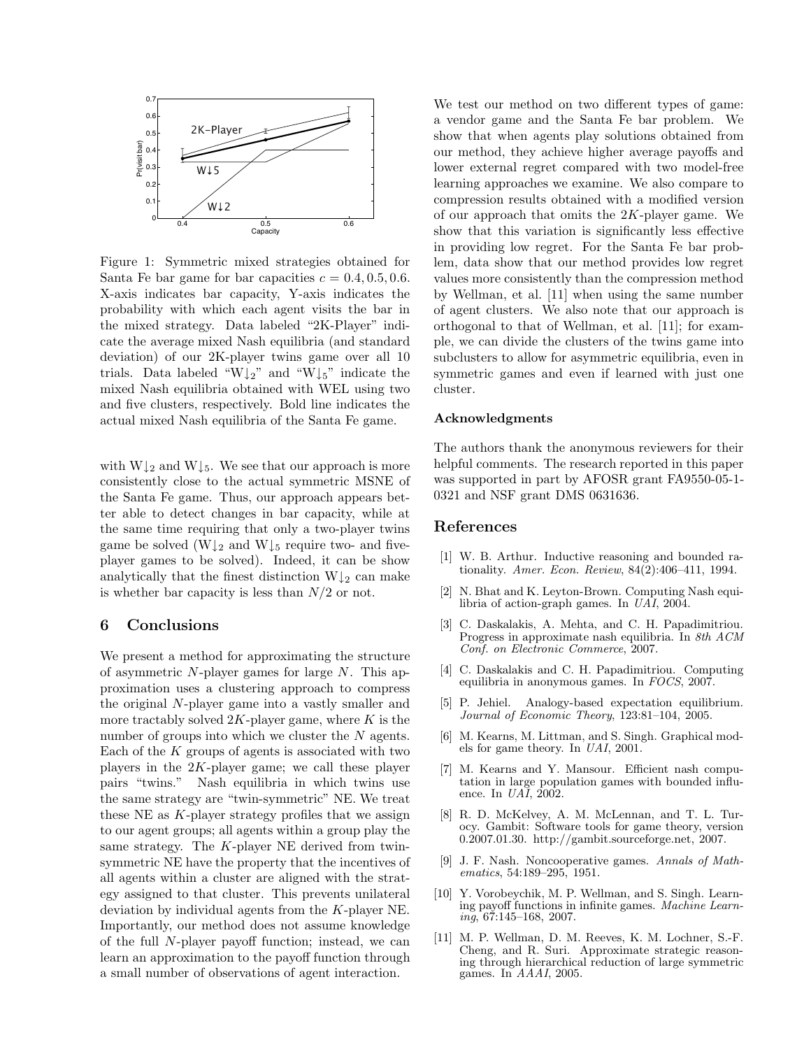0.7
0.6
0.5
0.4
0.3
0.2
0.1
0
Pr(visit bar)
2K–Player
W↓5
W↓2
0.4
0.5
0.6
Capacity

Figure 1: Symmetric mixed strategies obtained for Santa Fe bar game for bar capacities $c = 0.4, 0.5, 0.6$. X-axis indicates bar capacity, Y-axis indicates the probability with which each agent visits the bar in the mixed strategy. Data labeled "2K-Player" indicate the average mixed Nash equilibria (and standard deviation) of our 2K-player twins game over all 10 trials. Data labeled "$W{\downarrow}_2$" and "$W{\downarrow}_5$" indicate the mixed Nash equilibria obtained with WEL using two and five clusters, respectively. Bold line indicates the actual mixed Nash equilibria of the Santa Fe game.

with $W{\downarrow}_2$ and $W{\downarrow}_5$. We see that our approach is more consistently close to the actual symmetric MSNE of the Santa Fe game. Thus, our approach appears better able to detect changes in bar capacity, while at the same time requiring that only a two-player twins game be solved ($W{\downarrow}_2$ and $W{\downarrow}_5$ require two- and five-player games to be solved). Indeed, it can be show analytically that the finest distinction $W{\downarrow}_2$ can make is whether bar capacity is less than $N/2$ or not.

## 6 Conclusions

We present a method for approximating the structure of asymmetric $N$-player games for large $N$. This approximation uses a clustering approach to compress the original $N$-player game into a vastly smaller and more tractably solved $2K$-player game, where $K$ is the number of groups into which we cluster the $N$ agents. Each of the $K$ groups of agents is associated with two players in the $2K$-player game; we call these player pairs "twins." Nash equilibria in which twins use the same strategy are "twin-symmetric" NE. We treat these NE as $K$-player strategy profiles that we assign to our agent groups; all agents within a group play the same strategy. The $K$-player NE derived from twin-symmetric NE have the property that the incentives of all agents within a cluster are aligned with the strategy assigned to that cluster. This prevents unilateral deviation by individual agents from the $K$-player NE. Importantly, our method does not assume knowledge of the full $N$-player payoff function; instead, we can learn an approximation to the payoff function through a small number of observations of agent interaction.

We test our method on two different types of game: a vendor game and the Santa Fe bar problem. We show that when agents play solutions obtained from our method, they achieve higher average payoffs and lower external regret compared with two model-free learning approaches we examine. We also compare to compression results obtained with a modified version of our approach that omits the $2K$-player game. We show that this variation is significantly less effective in providing low regret. For the Santa Fe bar problem, data show that our method provides low regret values more consistently than the compression method by Wellman, et al. [11] when using the same number of agent clusters. We also note that our approach is orthogonal to that of Wellman, et al. [11]; for example, we can divide the clusters of the twins game into subclusters to allow for asymmetric equilibria, even in symmetric games and even if learned with just one cluster.

### Acknowledgments

The authors thank the anonymous reviewers for their helpful comments. The research reported in this paper was supported in part by AFOSR grant FA9550-05-1-0321 and NSF grant DMS 0631636.

## References

[1] W. B. Arthur. Inductive reasoning and bounded rationality. *Amer. Econ. Review*, 84(2):406–411, 1994.

[2] N. Bhat and K. Leyton-Brown. Computing Nash equilibria of action-graph games. In *UAI*, 2004.

[3] C. Daskalakis, A. Mehta, and C. H. Papadimitriou. Progress in approximate nash equilibria. In *8th ACM Conf. on Electronic Commerce*, 2007.

[4] C. Daskalakis and C. H. Papadimitriou. Computing equilibria in anonymous games. In *FOCS*, 2007.

[5] P. Jehiel. Analogy-based expectation equilibrium. *Journal of Economic Theory*, 123:81–104, 2005.

[6] M. Kearns, M. Littman, and S. Singh. Graphical models for game theory. In *UAI*, 2001.

[7] M. Kearns and Y. Mansour. Efficient nash computation in large population games with bounded influence. In *UAI*, 2002.

[8] R. D. McKelvey, A. M. McLennan, and T. L. Turocy. Gambit: Software tools for game theory, version 0.2007.01.30. http://gambit.sourceforge.net, 2007.

[9] J. F. Nash. Noncooperative games. *Annals of Mathematics*, 54:189–295, 1951.

[10] Y. Vorobeychik, M. P. Wellman, and S. Singh. Learning payoff functions in infinite games. *Machine Learning*, 67:145–168, 2007.

[11] M. P. Wellman, D. M. Reeves, K. M. Lochner, S.-F. Cheng, and R. Suri. Approximate strategic reasoning through hierarchical reduction of large symmetric games. In *AAAI*, 2005.